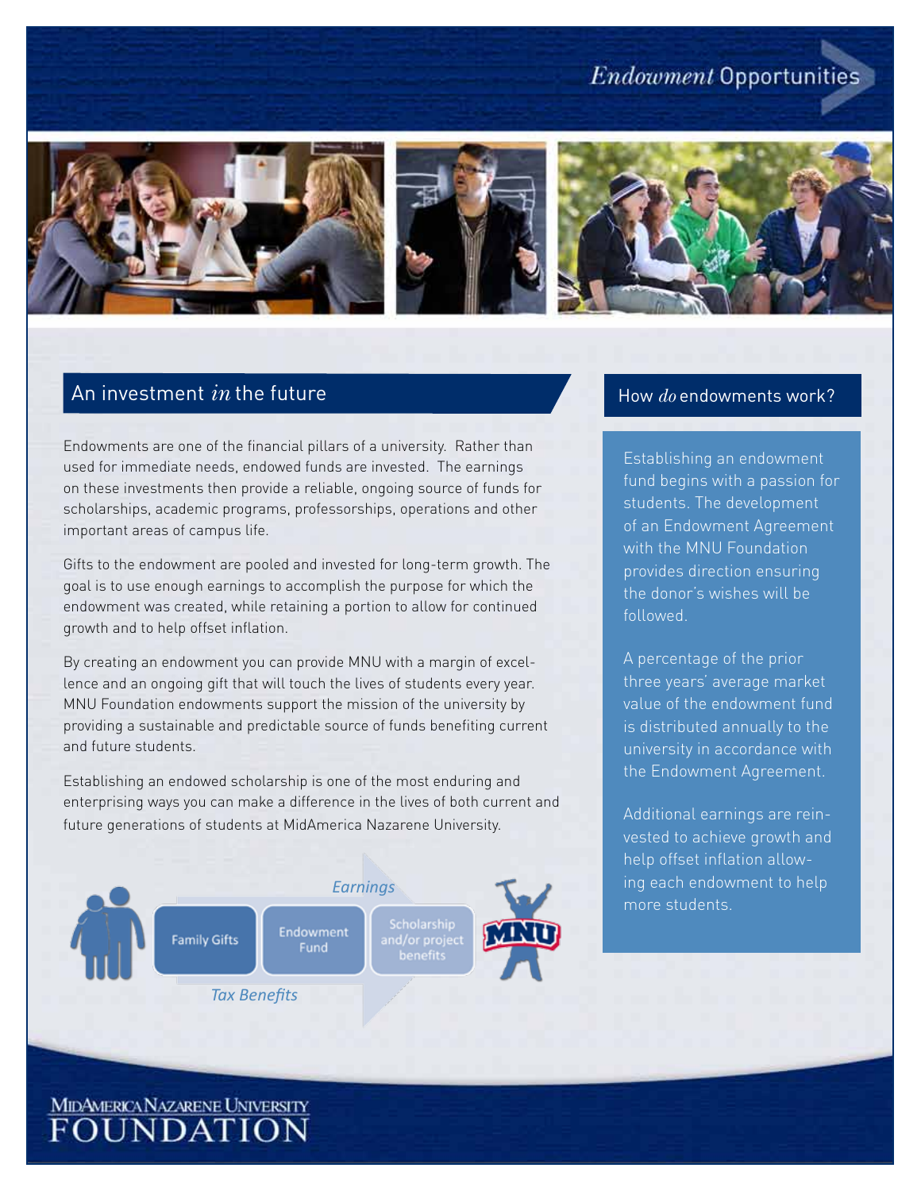# *Endowment* Opportunities

## An investment *in* the future

Endowments are one of the financial pillars of a university. Rather than used for immediate needs, endowed funds are invested. The earnings on these investments then provide a reliable, ongoing source of funds for scholarships, academic programs, professorships, operations and other important areas of campus life.

Gifts to the endowment are pooled and invested for long-term growth. The goal is to use enough earnings to accomplish the purpose for which the endowment was created, while retaining a portion to allow for continued growth and to help offset inflation.

By creating an endowment you can provide MNU with a margin of excellence and an ongoing gift that will touch the lives of students every year. MNU Foundation endowments support the mission of the university by providing a sustainable and predictable source of funds benefiting current and future students.

Establishing an endowed scholarship is one of the most enduring and enterprising ways you can make a difference in the lives of both current and future generations of students at MidAmerica Nazarene University.

*Earnings*

Family Gifts → Endowment Fund → Scholarship and/or project benefits → MNU

*Tax Benefits*

## How *do* endowments work?

Establishing an endowment fund begins with a passion for students. The development of an Endowment Agreement with the MNU Foundation provides direction ensuring the donor's wishes will be followed.

A percentage of the prior three years' average market value of the endowment fund is distributed annually to the university in accordance with the Endowment Agreement.

Additional earnings are reinvested to achieve growth and help offset inflation allowing each endowment to help more students.

MIDAMERICA NAZARENE UNIVERSITY FOUNDATION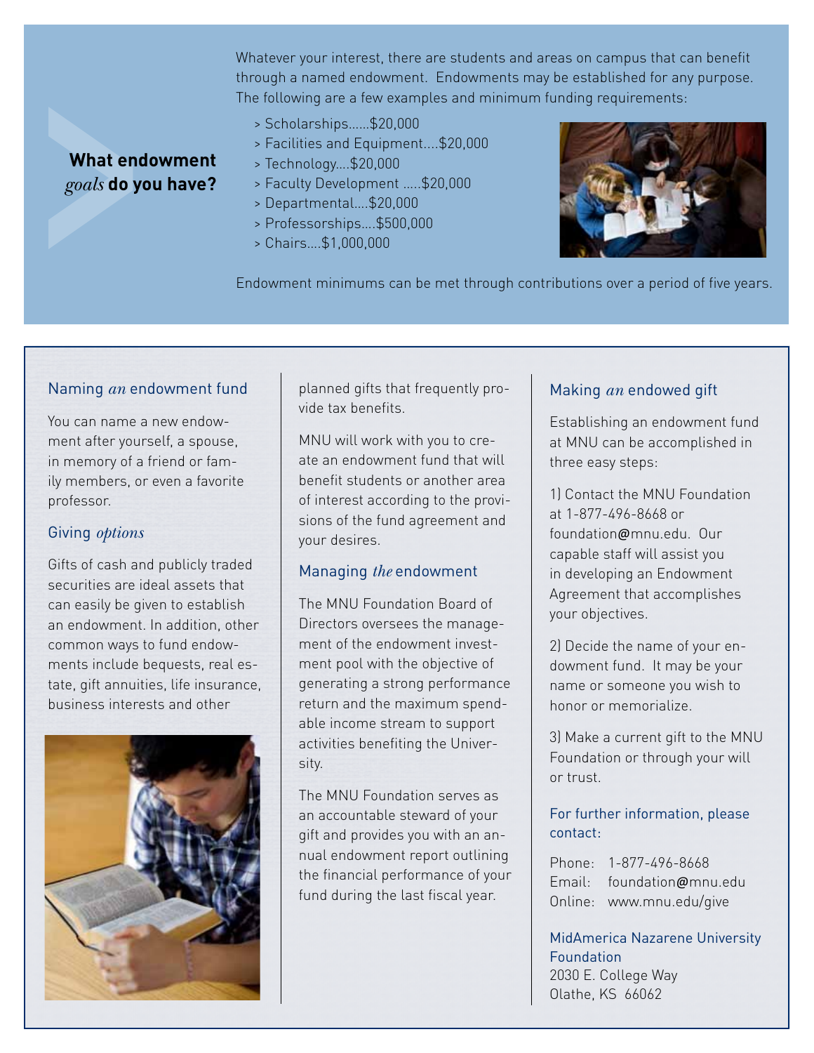## What endowment *goals* do you have?

Whatever your interest, there are students and areas on campus that can benefit through a named endowment. Endowments may be established for any purpose. The following are a few examples and minimum funding requirements:

- > Scholarships......$20,000
- > Facilities and Equipment....$20,000
- > Technology....$20,000
- > Faculty Development .....$20,000
- > Departmental....$20,000
- > Professorships....$500,000
- > Chairs....$1,000,000

Endowment minimums can be met through contributions over a period of five years.

### Naming *an* endowment fund

You can name a new endowment after yourself, a spouse, in memory of a friend or family members, or even a favorite professor.

### Giving *options*

Gifts of cash and publicly traded securities are ideal assets that can easily be given to establish an endowment. In addition, other common ways to fund endowments include bequests, real estate, gift annuities, life insurance, business interests and other planned gifts that frequently provide tax benefits.

MNU will work with you to create an endowment fund that will benefit students or another area of interest according to the provisions of the fund agreement and your desires.

### Managing *the* endowment

The MNU Foundation Board of Directors oversees the management of the endowment investment pool with the objective of generating a strong performance return and the maximum spendable income stream to support activities benefiting the University.

The MNU Foundation serves as an accountable steward of your gift and provides you with an annual endowment report outlining the financial performance of your fund during the last fiscal year.

### Making *an* endowed gift

Establishing an endowment fund at MNU can be accomplished in three easy steps:

1) Contact the MNU Foundation at 1-877-496-8668 or foundation@mnu.edu. Our capable staff will assist you in developing an Endowment Agreement that accomplishes your objectives.

2) Decide the name of your endowment fund. It may be your name or someone you wish to honor or memorialize.

3) Make a current gift to the MNU Foundation or through your will or trust.

For further information, please contact:

Phone: 1-877-496-8668
Email: foundation@mnu.edu
Online: www.mnu.edu/give

MidAmerica Nazarene University Foundation
2030 E. College Way
Olathe, KS 66062